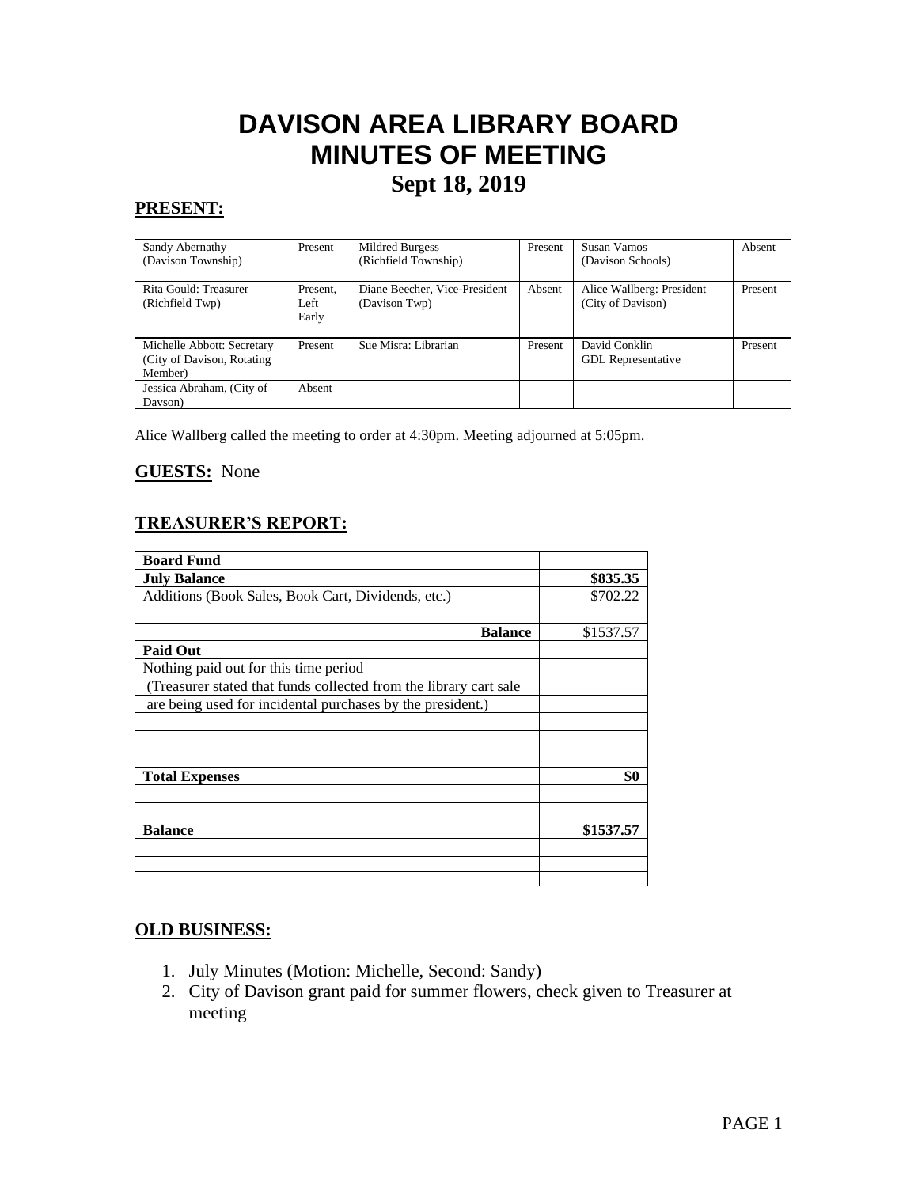# DAVISON AREA LIBRARY BOARD
# MINUTES OF MEETING
## Sept 18, 2019

**PRESENT:**

| | | | | | |
|---|---|---|---|---|---|
| Sandy Abernathy (Davison Township) | Present | Mildred Burgess (Richfield Township) | Present | Susan Vamos (Davison Schools) | Absent |
| Rita Gould: Treasurer (Richfield Twp) | Present, Left Early | Diane Beecher, Vice-President (Davison Twp) | Absent | Alice Wallberg: President (City of Davison) | Present |
| Michelle Abbott: Secretary (City of Davison, Rotating Member) | Present | Sue Misra: Librarian | Present | David Conklin GDL Representative | Present |
| Jessica Abraham, (City of Davson) | Absent | | | | |

Alice Wallberg called the meeting to order at 4:30pm. Meeting adjourned at 5:05pm.

**GUESTS:** None

**TREASURER'S REPORT:**

| **Board Fund** | | |
|---|---|---|
| **July Balance** | | **$835.35** |
| Additions (Book Sales, Book Cart, Dividends, etc.) | | $702.22 |
| | | |
| **Balance** | | $1537.57 |
| **Paid Out** | | |
| Nothing paid out for this time period | | |
| (Treasurer stated that funds collected from the library cart sale | | |
| are being used for incidental purchases by the president.) | | |
| | | |
| | | |
| | | |
| **Total Expenses** | | **$0** |
| | | |
| | | |
| **Balance** | | **$1537.57** |
| | | |
| | | |
| | | |

**OLD BUSINESS:**

1. July Minutes (Motion: Michelle, Second: Sandy)
2. City of Davison grant paid for summer flowers, check given to Treasurer at meeting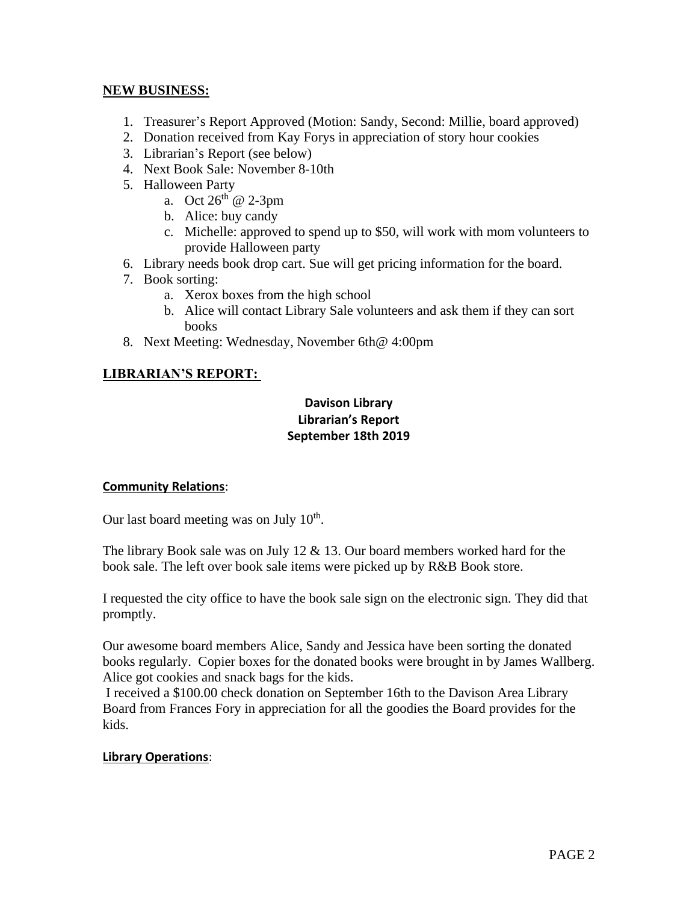## NEW BUSINESS:

1. Treasurer's Report Approved (Motion: Sandy, Second: Millie, board approved)
2. Donation received from Kay Forys in appreciation of story hour cookies
3. Librarian's Report (see below)
4. Next Book Sale: November 8-10th
5. Halloween Party
   a. Oct 26th @ 2-3pm
   b. Alice: buy candy
   c. Michelle: approved to spend up to $50, will work with mom volunteers to provide Halloween party
6. Library needs book drop cart. Sue will get pricing information for the board.
7. Book sorting:
   a. Xerox boxes from the high school
   b. Alice will contact Library Sale volunteers and ask them if they can sort books
8. Next Meeting: Wednesday, November 6th@ 4:00pm

## LIBRARIAN'S REPORT:

**Davison Library**
**Librarian's Report**
**September 18th 2019**

### Community Relations:

Our last board meeting was on July 10th.

The library Book sale was on July 12 & 13. Our board members worked hard for the book sale. The left over book sale items were picked up by R&B Book store.

I requested the city office to have the book sale sign on the electronic sign. They did that promptly.

Our awesome board members Alice, Sandy and Jessica have been sorting the donated books regularly. Copier boxes for the donated books were brought in by James Wallberg. Alice got cookies and snack bags for the kids.

I received a $100.00 check donation on September 16th to the Davison Area Library Board from Frances Fory in appreciation for all the goodies the Board provides for the kids.

### Library Operations: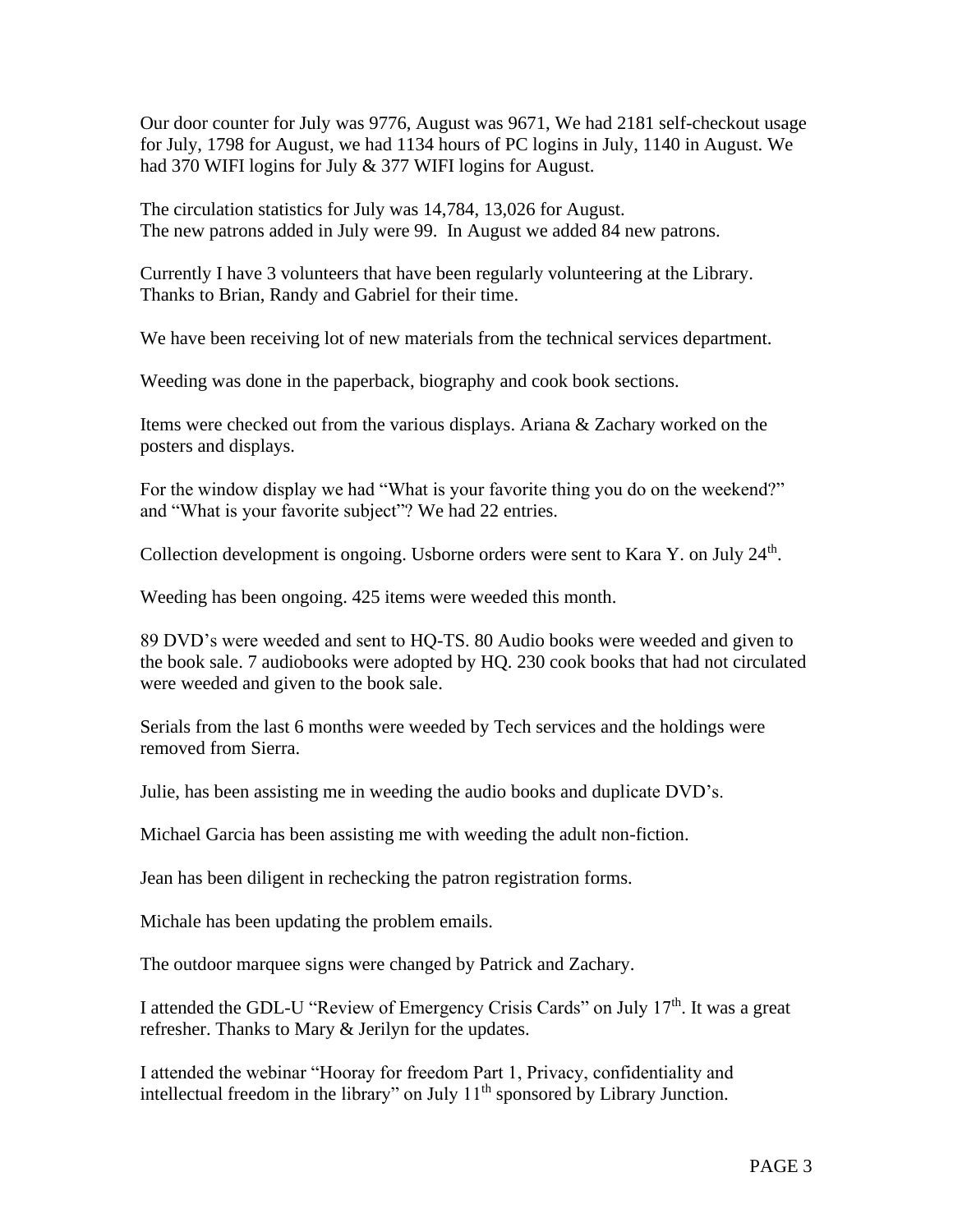Our door counter for July was 9776, August was 9671, We had 2181 self-checkout usage for July, 1798 for August, we had 1134 hours of PC logins in July, 1140 in August. We had 370 WIFI logins for July & 377 WIFI logins for August.

The circulation statistics for July was 14,784, 13,026 for August.
The new patrons added in July were 99. In August we added 84 new patrons.

Currently I have 3 volunteers that have been regularly volunteering at the Library. Thanks to Brian, Randy and Gabriel for their time.

We have been receiving lot of new materials from the technical services department.

Weeding was done in the paperback, biography and cook book sections.

Items were checked out from the various displays. Ariana & Zachary worked on the posters and displays.

For the window display we had "What is your favorite thing you do on the weekend?" and "What is your favorite subject"? We had 22 entries.

Collection development is ongoing. Usborne orders were sent to Kara Y. on July 24th.

Weeding has been ongoing. 425 items were weeded this month.

89 DVD's were weeded and sent to HQ-TS. 80 Audio books were weeded and given to the book sale. 7 audiobooks were adopted by HQ. 230 cook books that had not circulated were weeded and given to the book sale.

Serials from the last 6 months were weeded by Tech services and the holdings were removed from Sierra.

Julie, has been assisting me in weeding the audio books and duplicate DVD's.

Michael Garcia has been assisting me with weeding the adult non-fiction.

Jean has been diligent in rechecking the patron registration forms.

Michale has been updating the problem emails.

The outdoor marquee signs were changed by Patrick and Zachary.

I attended the GDL-U "Review of Emergency Crisis Cards" on July 17th. It was a great refresher. Thanks to Mary & Jerilyn for the updates.

I attended the webinar "Hooray for freedom Part 1, Privacy, confidentiality and intellectual freedom in the library" on July 11th sponsored by Library Junction.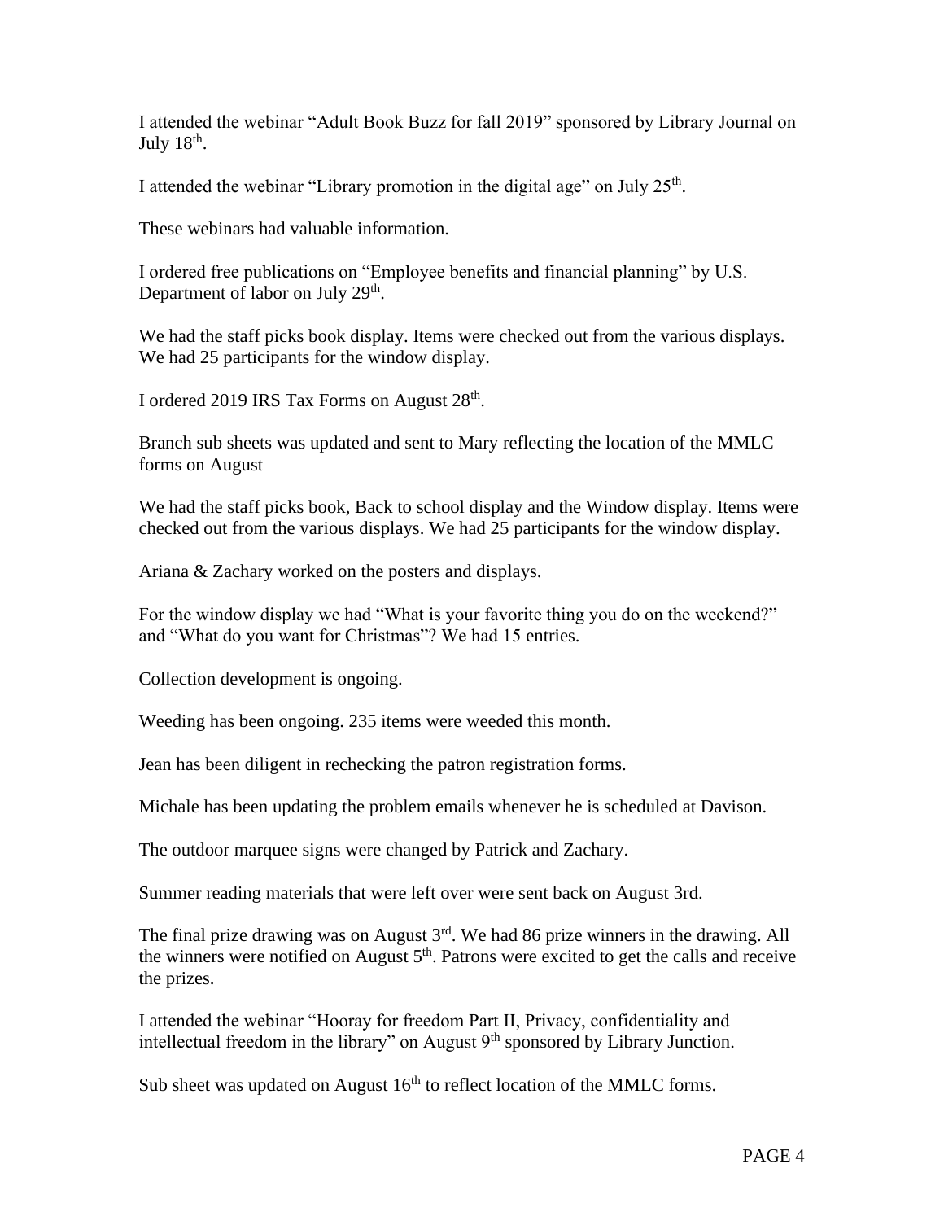I attended the webinar "Adult Book Buzz for fall 2019" sponsored by Library Journal on July 18th.

I attended the webinar "Library promotion in the digital age" on July 25th.

These webinars had valuable information.

I ordered free publications on "Employee benefits and financial planning" by U.S. Department of labor on July 29th.

We had the staff picks book display. Items were checked out from the various displays. We had 25 participants for the window display.

I ordered 2019 IRS Tax Forms on August 28th.

Branch sub sheets was updated and sent to Mary reflecting the location of the MMLC forms on August

We had the staff picks book, Back to school display and the Window display. Items were checked out from the various displays. We had 25 participants for the window display.

Ariana & Zachary worked on the posters and displays.

For the window display we had "What is your favorite thing you do on the weekend?" and "What do you want for Christmas"? We had 15 entries.

Collection development is ongoing.

Weeding has been ongoing. 235 items were weeded this month.

Jean has been diligent in rechecking the patron registration forms.

Michale has been updating the problem emails whenever he is scheduled at Davison.

The outdoor marquee signs were changed by Patrick and Zachary.

Summer reading materials that were left over were sent back on August 3rd.

The final prize drawing was on August 3rd. We had 86 prize winners in the drawing. All the winners were notified on August 5th. Patrons were excited to get the calls and receive the prizes.

I attended the webinar "Hooray for freedom Part II, Privacy, confidentiality and intellectual freedom in the library" on August 9th sponsored by Library Junction.

Sub sheet was updated on August 16th to reflect location of the MMLC forms.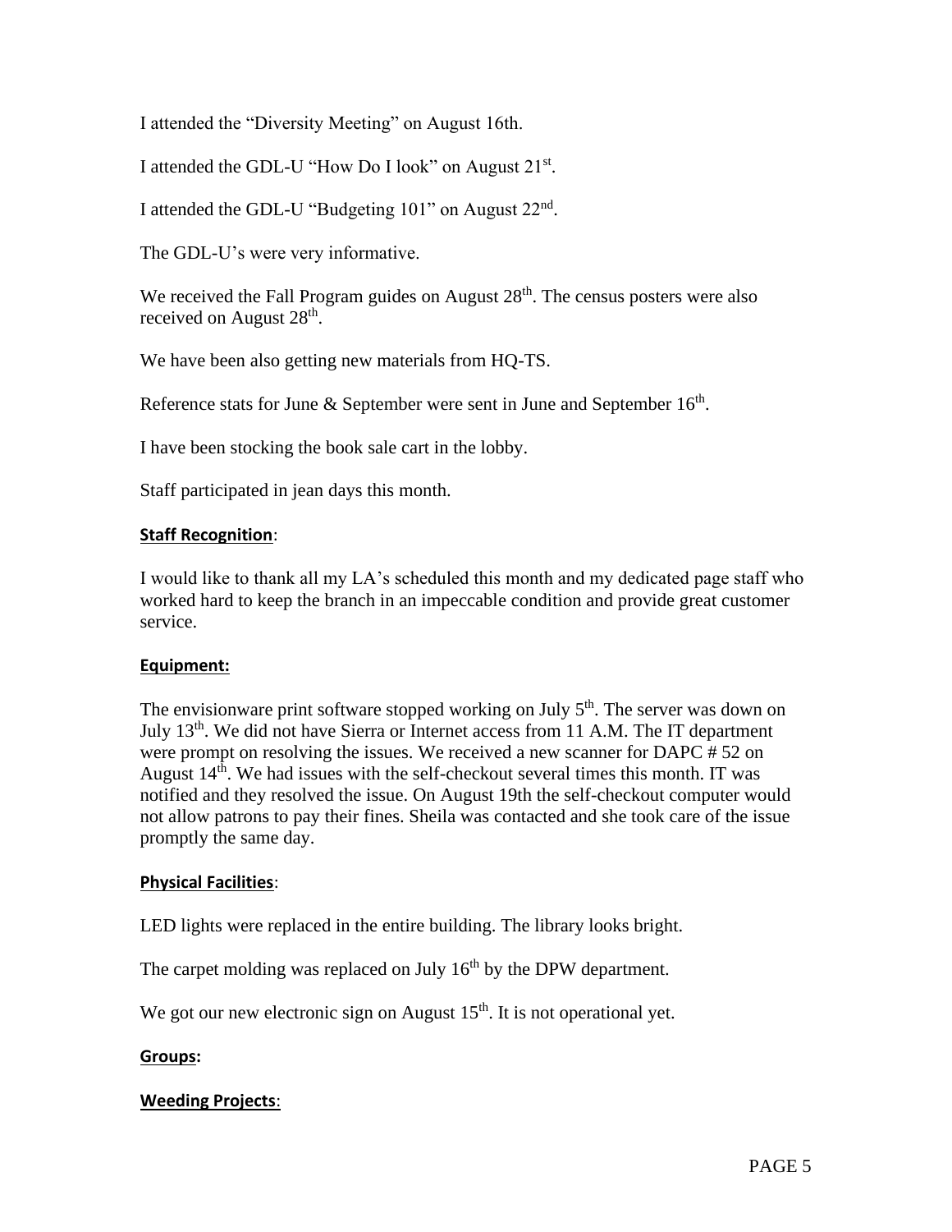I attended the "Diversity Meeting" on August 16th.

I attended the GDL-U "How Do I look" on August 21st.

I attended the GDL-U "Budgeting 101" on August 22nd.

The GDL-U's were very informative.

We received the Fall Program guides on August 28th. The census posters were also received on August 28th.

We have been also getting new materials from HQ-TS.

Reference stats for June & September were sent in June and September 16th.

I have been stocking the book sale cart in the lobby.

Staff participated in jean days this month.

**Staff Recognition**:

I would like to thank all my LA's scheduled this month and my dedicated page staff who worked hard to keep the branch in an impeccable condition and provide great customer service.

**Equipment:**

The envisionware print software stopped working on July 5th. The server was down on July 13th. We did not have Sierra or Internet access from 11 A.M. The IT department were prompt on resolving the issues. We received a new scanner for DAPC # 52 on August 14th. We had issues with the self-checkout several times this month. IT was notified and they resolved the issue. On August 19th the self-checkout computer would not allow patrons to pay their fines. Sheila was contacted and she took care of the issue promptly the same day.

**Physical Facilities**:

LED lights were replaced in the entire building. The library looks bright.

The carpet molding was replaced on July 16th by the DPW department.

We got our new electronic sign on August 15th. It is not operational yet.

**Groups:**

**Weeding Projects**: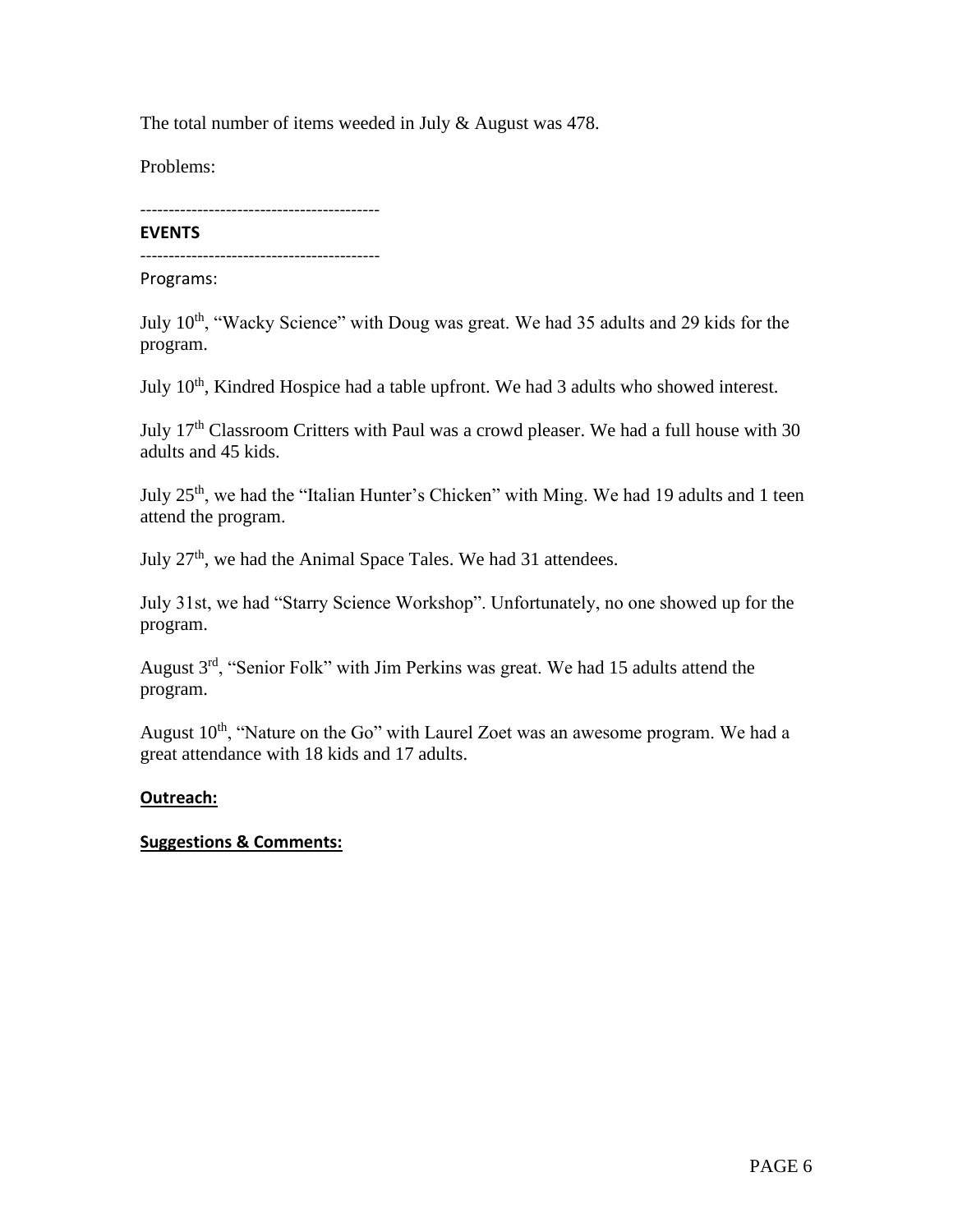The total number of items weeded in July & August was 478.

Problems:

-----------------------------------------

**EVENTS**

-----------------------------------------

Programs:

July 10th, "Wacky Science" with Doug was great. We had 35 adults and 29 kids for the program.

July 10th, Kindred Hospice had a table upfront. We had 3 adults who showed interest.

July 17th Classroom Critters with Paul was a crowd pleaser. We had a full house with 30 adults and 45 kids.

July 25th, we had the "Italian Hunter's Chicken" with Ming. We had 19 adults and 1 teen attend the program.

July 27th, we had the Animal Space Tales. We had 31 attendees.

July 31st, we had "Starry Science Workshop". Unfortunately, no one showed up for the program.

August 3rd, "Senior Folk" with Jim Perkins was great. We had 15 adults attend the program.

August 10th, "Nature on the Go" with Laurel Zoet was an awesome program. We had a great attendance with 18 kids and 17 adults.

**Outreach:**

**Suggestions & Comments:**